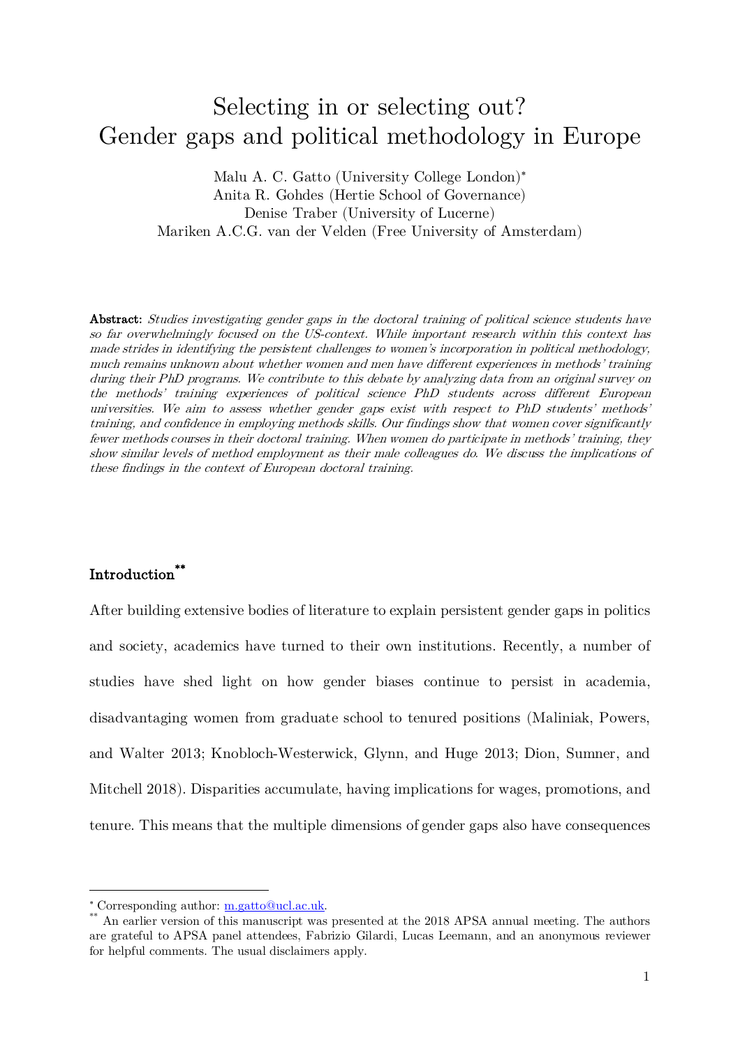# Selecting in or selecting out? Gender gaps and political methodology in Europe

Malu A. C. Gatto (University College London)*
Anita R. Gohdes (Hertie School of Governance)
Denise Traber (University of Lucerne)
Mariken A.C.G. van der Velden (Free University of Amsterdam)

**Abstract:** *Studies investigating gender gaps in the doctoral training of political science students have so far overwhelmingly focused on the US-context. While important research within this context has made strides in identifying the persistent challenges to women's incorporation in political methodology, much remains unknown about whether women and men have different experiences in methods' training during their PhD programs. We contribute to this debate by analyzing data from an original survey on the methods' training experiences of political science PhD students across different European universities. We aim to assess whether gender gaps exist with respect to PhD students' methods' training, and confidence in employing methods skills. Our findings show that women cover significantly fewer methods courses in their doctoral training. When women do participate in methods' training, they show similar levels of method employment as their male colleagues do. We discuss the implications of these findings in the context of European doctoral training.*

## Introduction**

After building extensive bodies of literature to explain persistent gender gaps in politics and society, academics have turned to their own institutions. Recently, a number of studies have shed light on how gender biases continue to persist in academia, disadvantaging women from graduate school to tenured positions (Maliniak, Powers, and Walter 2013; Knobloch-Westerwick, Glynn, and Huge 2013; Dion, Sumner, and Mitchell 2018). Disparities accumulate, having implications for wages, promotions, and tenure. This means that the multiple dimensions of gender gaps also have consequences

---

* Corresponding author: m.gatto@ucl.ac.uk.

** An earlier version of this manuscript was presented at the 2018 APSA annual meeting. The authors are grateful to APSA panel attendees, Fabrizio Gilardi, Lucas Leemann, and an anonymous reviewer for helpful comments. The usual disclaimers apply.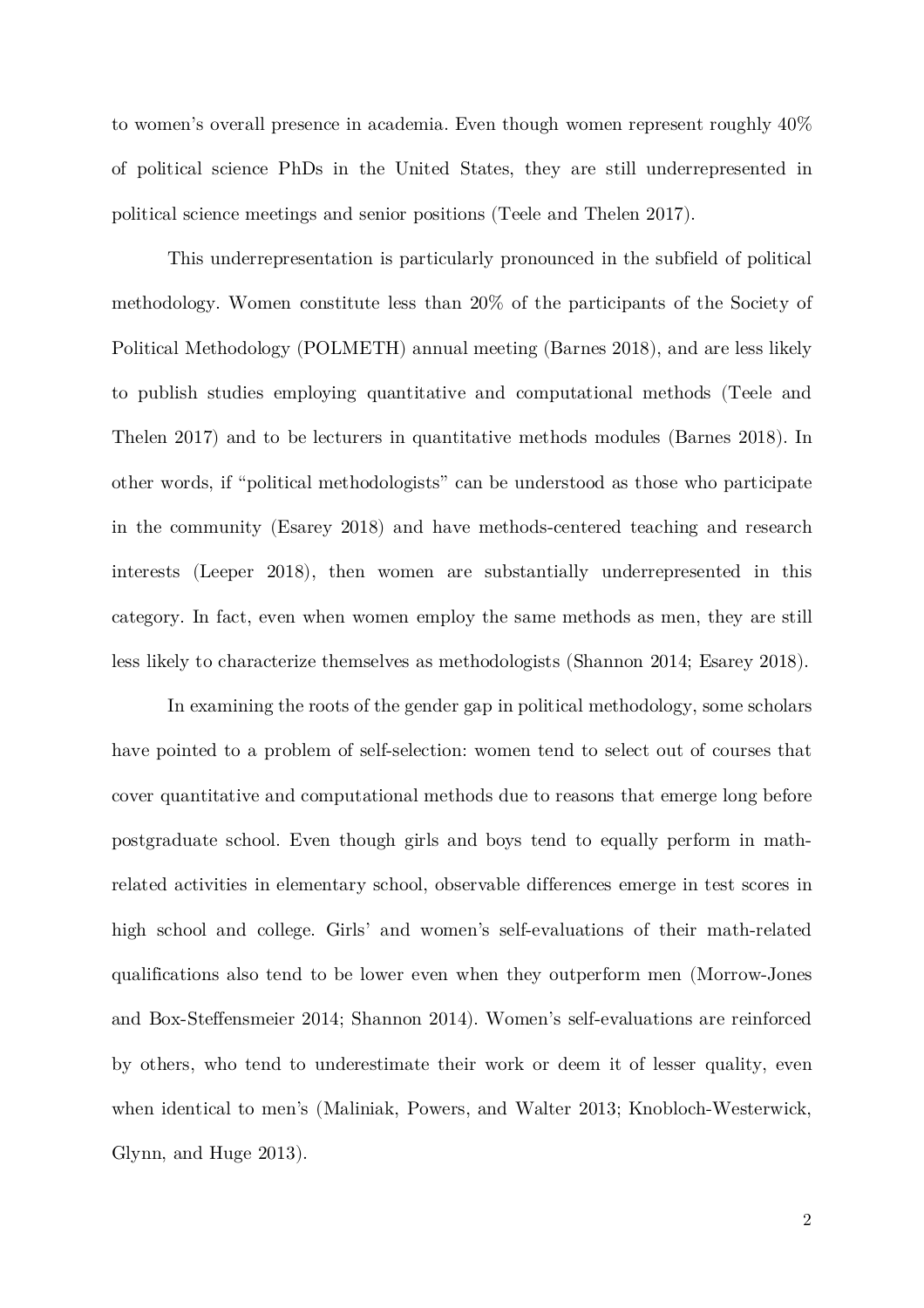to women's overall presence in academia. Even though women represent roughly 40% of political science PhDs in the United States, they are still underrepresented in political science meetings and senior positions (Teele and Thelen 2017).

This underrepresentation is particularly pronounced in the subfield of political methodology. Women constitute less than 20% of the participants of the Society of Political Methodology (POLMETH) annual meeting (Barnes 2018), and are less likely to publish studies employing quantitative and computational methods (Teele and Thelen 2017) and to be lecturers in quantitative methods modules (Barnes 2018). In other words, if "political methodologists" can be understood as those who participate in the community (Esarey 2018) and have methods-centered teaching and research interests (Leeper 2018), then women are substantially underrepresented in this category. In fact, even when women employ the same methods as men, they are still less likely to characterize themselves as methodologists (Shannon 2014; Esarey 2018).

In examining the roots of the gender gap in political methodology, some scholars have pointed to a problem of self-selection: women tend to select out of courses that cover quantitative and computational methods due to reasons that emerge long before postgraduate school. Even though girls and boys tend to equally perform in math-related activities in elementary school, observable differences emerge in test scores in high school and college. Girls' and women's self-evaluations of their math-related qualifications also tend to be lower even when they outperform men (Morrow-Jones and Box-Steffensmeier 2014; Shannon 2014). Women's self-evaluations are reinforced by others, who tend to underestimate their work or deem it of lesser quality, even when identical to men's (Maliniak, Powers, and Walter 2013; Knobloch-Westerwick, Glynn, and Huge 2013).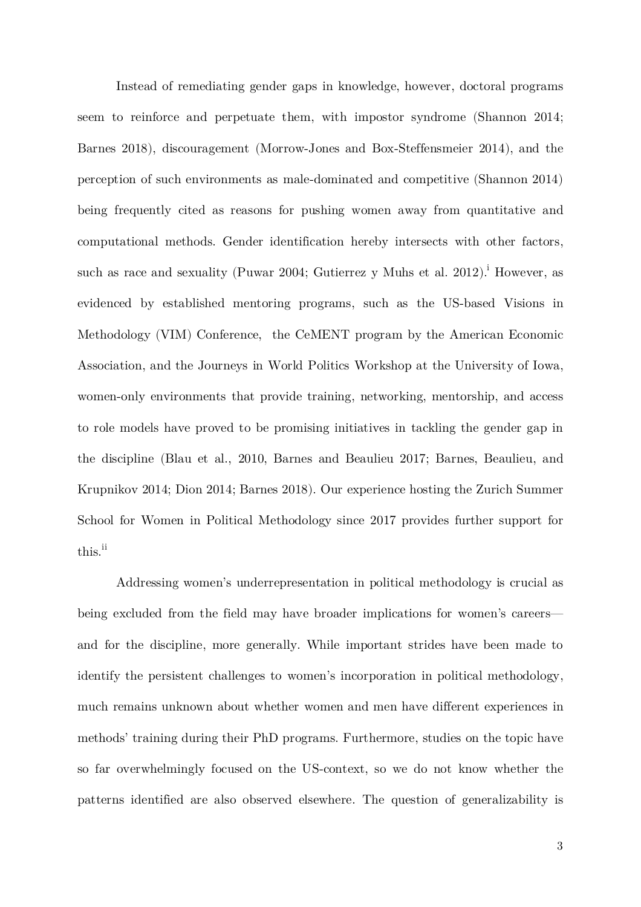Instead of remediating gender gaps in knowledge, however, doctoral programs seem to reinforce and perpetuate them, with impostor syndrome (Shannon 2014; Barnes 2018), discouragement (Morrow-Jones and Box-Steffensmeier 2014), and the perception of such environments as male-dominated and competitive (Shannon 2014) being frequently cited as reasons for pushing women away from quantitative and computational methods. Gender identification hereby intersects with other factors, such as race and sexuality (Puwar 2004; Gutierrez y Muhs et al. 2012).[i] However, as evidenced by established mentoring programs, such as the US-based Visions in Methodology (VIM) Conference, the CeMENT program by the American Economic Association, and the Journeys in World Politics Workshop at the University of Iowa, women-only environments that provide training, networking, mentorship, and access to role models have proved to be promising initiatives in tackling the gender gap in the discipline (Blau et al., 2010, Barnes and Beaulieu 2017; Barnes, Beaulieu, and Krupnikov 2014; Dion 2014; Barnes 2018). Our experience hosting the Zurich Summer School for Women in Political Methodology since 2017 provides further support for this.[ii]

Addressing women's underrepresentation in political methodology is crucial as being excluded from the field may have broader implications for women's careers—and for the discipline, more generally. While important strides have been made to identify the persistent challenges to women's incorporation in political methodology, much remains unknown about whether women and men have different experiences in methods' training during their PhD programs. Furthermore, studies on the topic have so far overwhelmingly focused on the US-context, so we do not know whether the patterns identified are also observed elsewhere. The question of generalizability is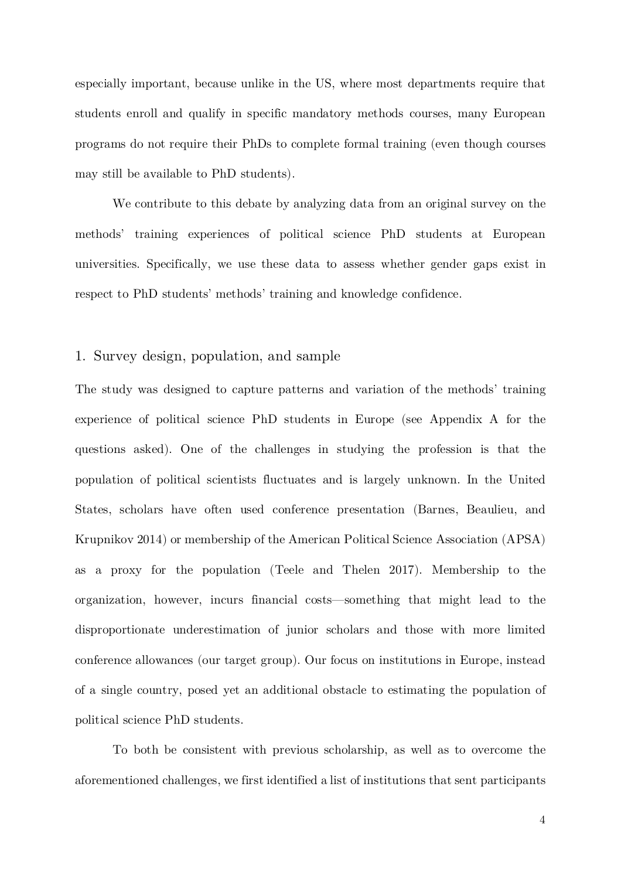especially important, because unlike in the US, where most departments require that students enroll and qualify in specific mandatory methods courses, many European programs do not require their PhDs to complete formal training (even though courses may still be available to PhD students).

We contribute to this debate by analyzing data from an original survey on the methods' training experiences of political science PhD students at European universities. Specifically, we use these data to assess whether gender gaps exist in respect to PhD students' methods' training and knowledge confidence.

## 1. Survey design, population, and sample

The study was designed to capture patterns and variation of the methods' training experience of political science PhD students in Europe (see Appendix A for the questions asked). One of the challenges in studying the profession is that the population of political scientists fluctuates and is largely unknown. In the United States, scholars have often used conference presentation (Barnes, Beaulieu, and Krupnikov 2014) or membership of the American Political Science Association (APSA) as a proxy for the population (Teele and Thelen 2017). Membership to the organization, however, incurs financial costs—something that might lead to the disproportionate underestimation of junior scholars and those with more limited conference allowances (our target group). Our focus on institutions in Europe, instead of a single country, posed yet an additional obstacle to estimating the population of political science PhD students.

To both be consistent with previous scholarship, as well as to overcome the aforementioned challenges, we first identified a list of institutions that sent participants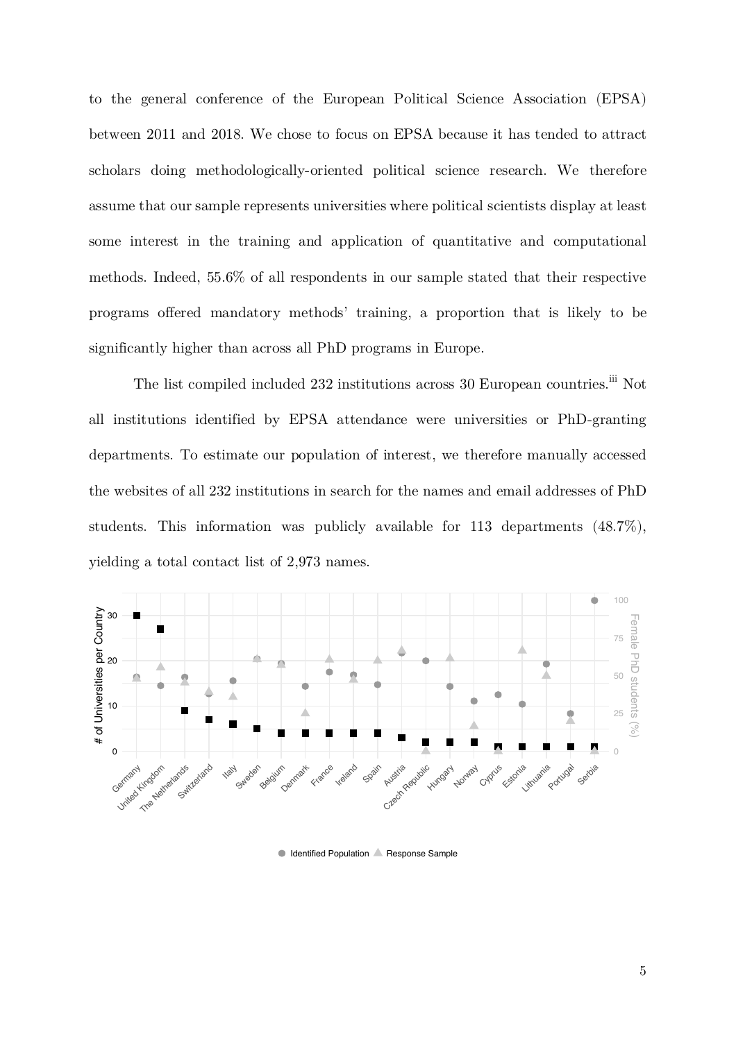to the general conference of the European Political Science Association (EPSA) between 2011 and 2018. We chose to focus on EPSA because it has tended to attract scholars doing methodologically-oriented political science research. We therefore assume that our sample represents universities where political scientists display at least some interest in the training and application of quantitative and computational methods. Indeed, 55.6% of all respondents in our sample stated that their respective programs offered mandatory methods' training, a proportion that is likely to be significantly higher than across all PhD programs in Europe.

The list compiled included 232 institutions across 30 European countries.[iii] Not all institutions identified by EPSA attendance were universities or PhD-granting departments. To estimate our population of interest, we therefore manually accessed the websites of all 232 institutions in search for the names and email addresses of PhD students. This information was publicly available for 113 departments (48.7%), yielding a total contact list of 2,973 names.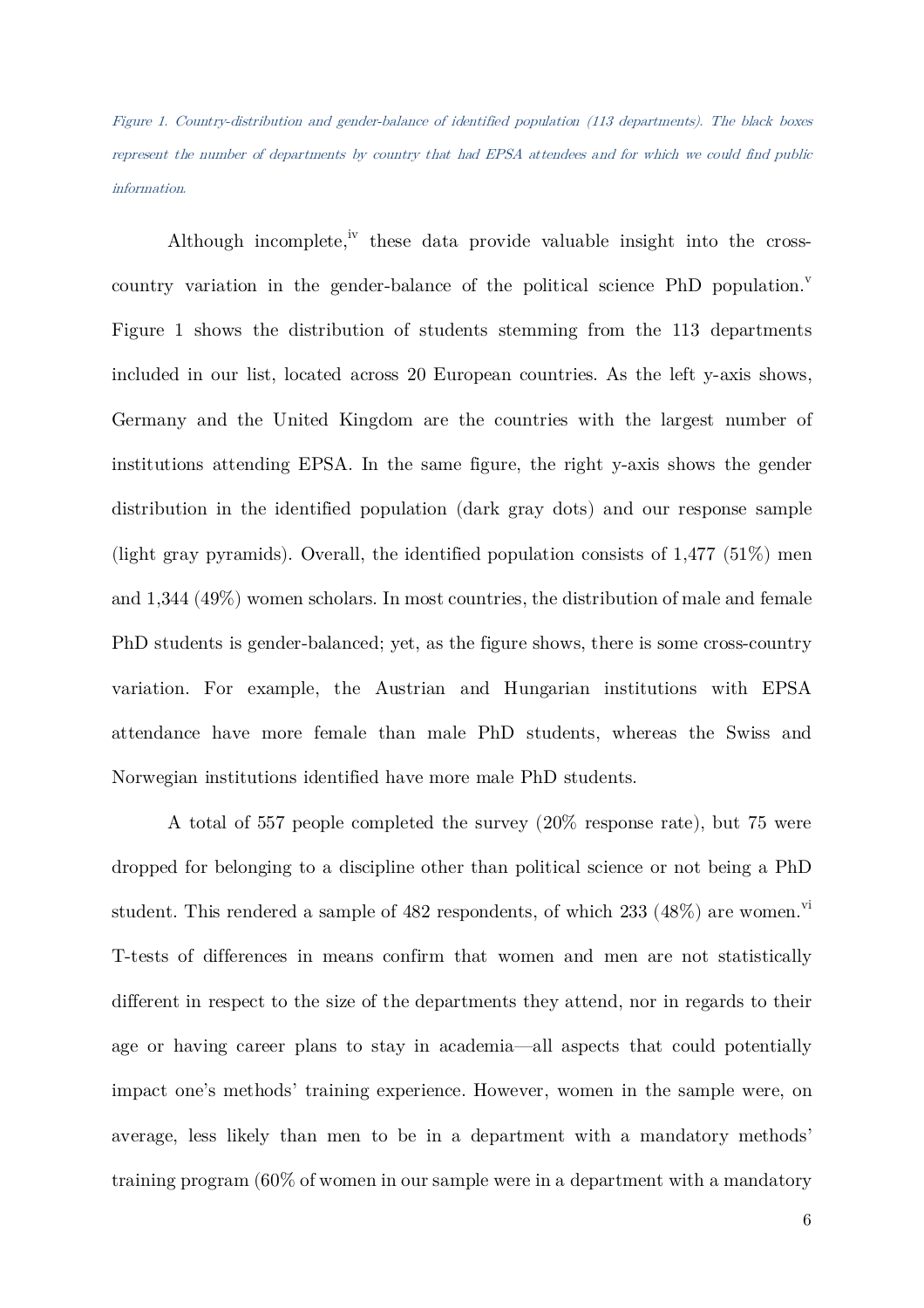*Figure 1. Country-distribution and gender-balance of identified population (113 departments). The black boxes represent the number of departments by country that had EPSA attendees and for which we could find public information.*

Although incomplete,[iv] these data provide valuable insight into the cross-country variation in the gender-balance of the political science PhD population.[v] Figure 1 shows the distribution of students stemming from the 113 departments included in our list, located across 20 European countries. As the left y-axis shows, Germany and the United Kingdom are the countries with the largest number of institutions attending EPSA. In the same figure, the right y-axis shows the gender distribution in the identified population (dark gray dots) and our response sample (light gray pyramids). Overall, the identified population consists of 1,477 (51%) men and 1,344 (49%) women scholars. In most countries, the distribution of male and female PhD students is gender-balanced; yet, as the figure shows, there is some cross-country variation. For example, the Austrian and Hungarian institutions with EPSA attendance have more female than male PhD students, whereas the Swiss and Norwegian institutions identified have more male PhD students.

A total of 557 people completed the survey (20% response rate), but 75 were dropped for belonging to a discipline other than political science or not being a PhD student. This rendered a sample of 482 respondents, of which 233 (48%) are women.[vi] T-tests of differences in means confirm that women and men are not statistically different in respect to the size of the departments they attend, nor in regards to their age or having career plans to stay in academia—all aspects that could potentially impact one's methods' training experience. However, women in the sample were, on average, less likely than men to be in a department with a mandatory methods' training program (60% of women in our sample were in a department with a mandatory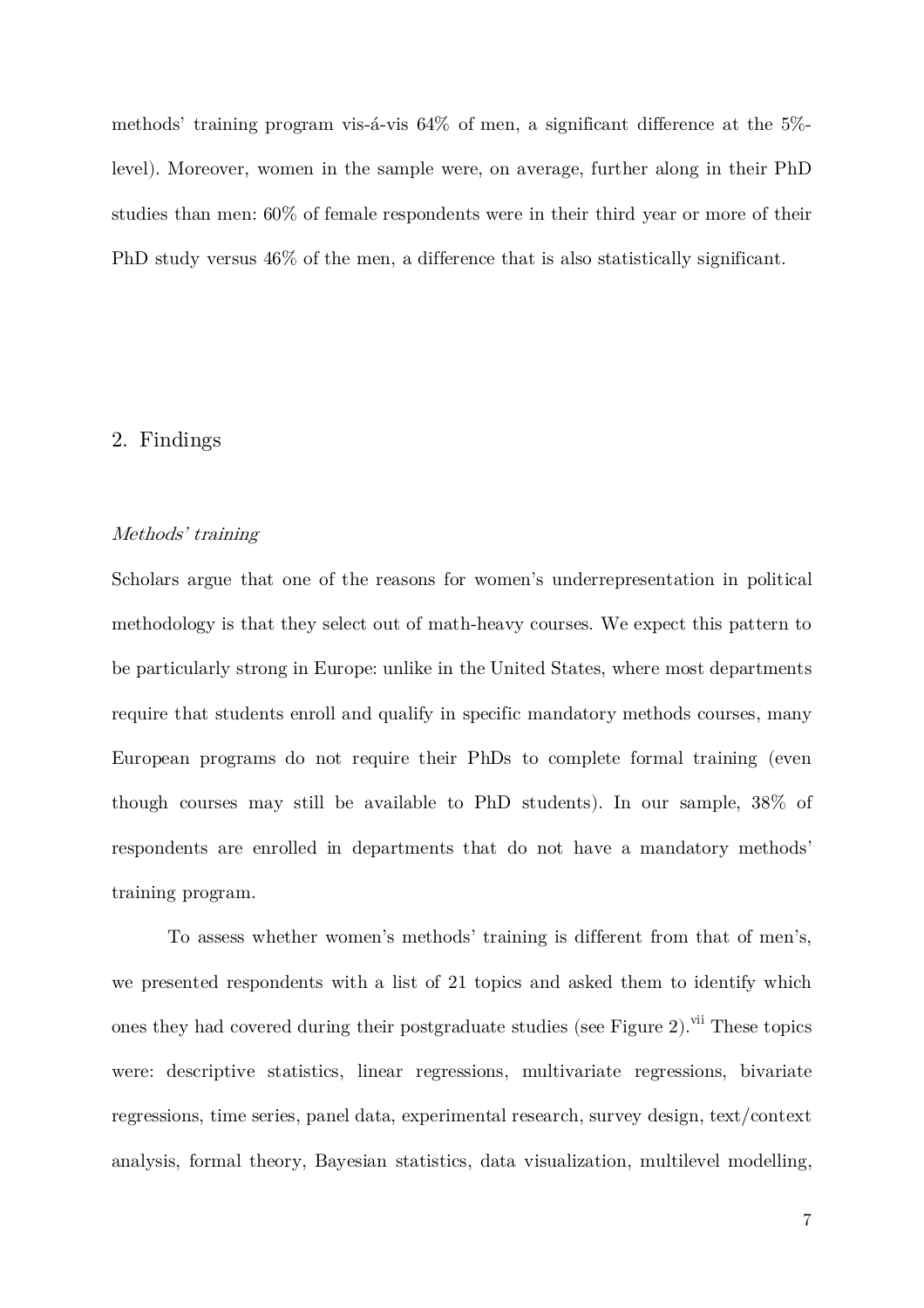methods' training program vis-á-vis 64% of men, a significant difference at the 5%-level). Moreover, women in the sample were, on average, further along in their PhD studies than men: 60% of female respondents were in their third year or more of their PhD study versus 46% of the men, a difference that is also statistically significant.

## 2. Findings

### *Methods' training*

Scholars argue that one of the reasons for women's underrepresentation in political methodology is that they select out of math-heavy courses. We expect this pattern to be particularly strong in Europe: unlike in the United States, where most departments require that students enroll and qualify in specific mandatory methods courses, many European programs do not require their PhDs to complete formal training (even though courses may still be available to PhD students). In our sample, 38% of respondents are enrolled in departments that do not have a mandatory methods' training program.

To assess whether women's methods' training is different from that of men's, we presented respondents with a list of 21 topics and asked them to identify which ones they had covered during their postgraduate studies (see Figure 2).[vii] These topics were: descriptive statistics, linear regressions, multivariate regressions, bivariate regressions, time series, panel data, experimental research, survey design, text/context analysis, formal theory, Bayesian statistics, data visualization, multilevel modelling,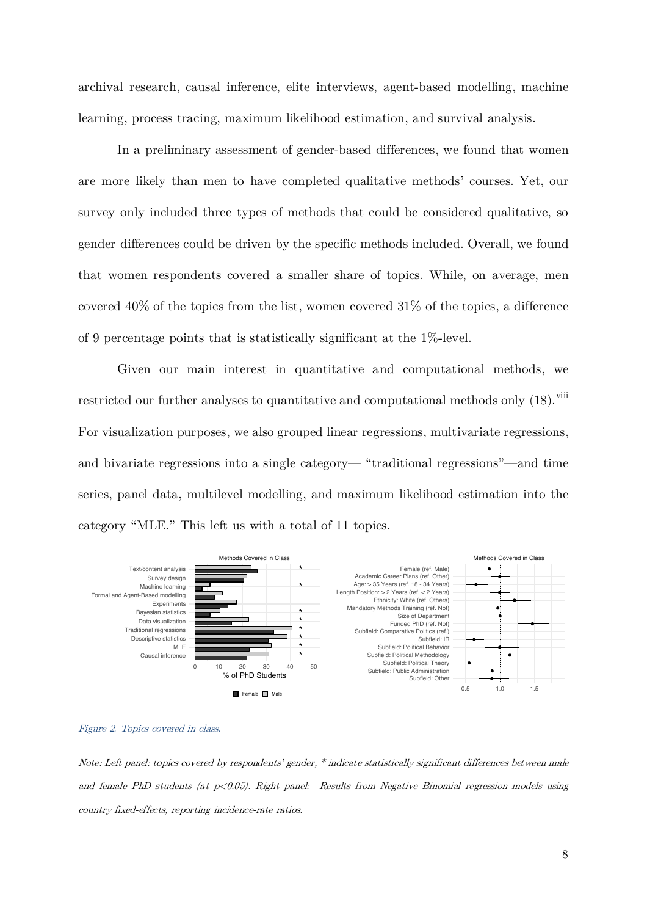archival research, causal inference, elite interviews, agent-based modelling, machine learning, process tracing, maximum likelihood estimation, and survival analysis.

In a preliminary assessment of gender-based differences, we found that women are more likely than men to have completed qualitative methods' courses. Yet, our survey only included three types of methods that could be considered qualitative, so gender differences could be driven by the specific methods included. Overall, we found that women respondents covered a smaller share of topics. While, on average, men covered 40% of the topics from the list, women covered 31% of the topics, a difference of 9 percentage points that is statistically significant at the 1%-level.

Given our main interest in quantitative and computational methods, we restricted our further analyses to quantitative and computational methods only (18).[viii] For visualization purposes, we also grouped linear regressions, multivariate regressions, and bivariate regressions into a single category— "traditional regressions"—and time series, panel data, multilevel modelling, and maximum likelihood estimation into the category "MLE." This left us with a total of 11 topics.

*Figure 2. Topics covered in class.*

*Note: Left panel: topics covered by respondents' gender, * indicate statistically significant differences between male and female PhD students (at p<0.05). Right panel: Results from Negative Binomial regression models using country fixed-effects, reporting incidence-rate ratios.*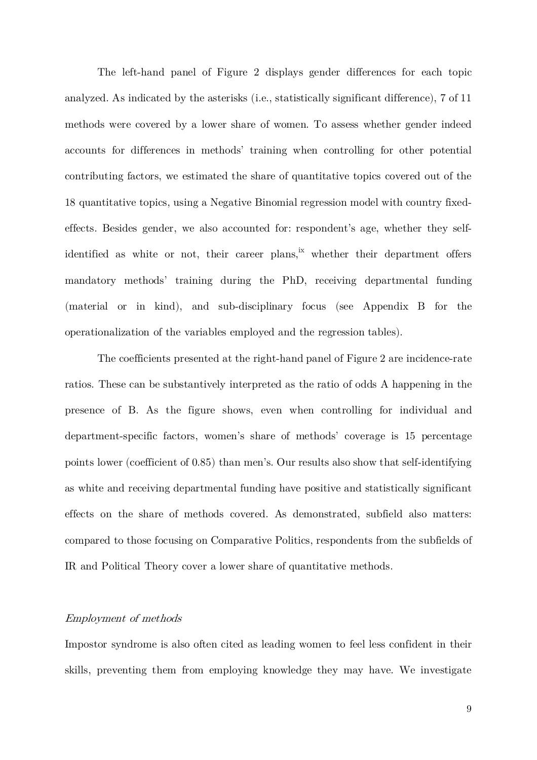The left-hand panel of Figure 2 displays gender differences for each topic analyzed. As indicated by the asterisks (i.e., statistically significant difference), 7 of 11 methods were covered by a lower share of women. To assess whether gender indeed accounts for differences in methods' training when controlling for other potential contributing factors, we estimated the share of quantitative topics covered out of the 18 quantitative topics, using a Negative Binomial regression model with country fixed-effects. Besides gender, we also accounted for: respondent's age, whether they self-identified as white or not, their career plans,[ix] whether their department offers mandatory methods' training during the PhD, receiving departmental funding (material or in kind), and sub-disciplinary focus (see Appendix B for the operationalization of the variables employed and the regression tables).

The coefficients presented at the right-hand panel of Figure 2 are incidence-rate ratios. These can be substantively interpreted as the ratio of odds A happening in the presence of B. As the figure shows, even when controlling for individual and department-specific factors, women's share of methods' coverage is 15 percentage points lower (coefficient of 0.85) than men's. Our results also show that self-identifying as white and receiving departmental funding have positive and statistically significant effects on the share of methods covered. As demonstrated, subfield also matters: compared to those focusing on Comparative Politics, respondents from the subfields of IR and Political Theory cover a lower share of quantitative methods.

### *Employment of methods*

Impostor syndrome is also often cited as leading women to feel less confident in their skills, preventing them from employing knowledge they may have. We investigate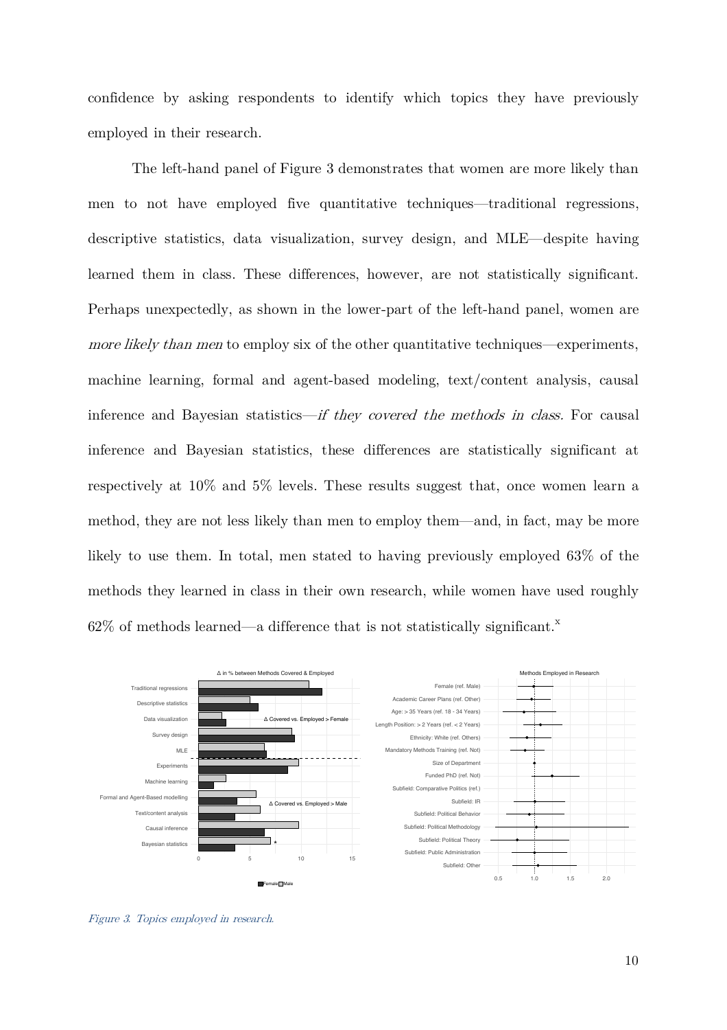confidence by asking respondents to identify which topics they have previously employed in their research.

The left-hand panel of Figure 3 demonstrates that women are more likely than men to not have employed five quantitative techniques—traditional regressions, descriptive statistics, data visualization, survey design, and MLE—despite having learned them in class. These differences, however, are not statistically significant. Perhaps unexpectedly, as shown in the lower-part of the left-hand panel, women are *more likely than men* to employ six of the other quantitative techniques—experiments, machine learning, formal and agent-based modeling, text/content analysis, causal inference and Bayesian statistics—*if they covered the methods in class.* For causal inference and Bayesian statistics, these differences are statistically significant at respectively at 10% and 5% levels. These results suggest that, once women learn a method, they are not less likely than men to employ them—and, in fact, may be more likely to use them. In total, men stated to having previously employed 63% of the methods they learned in class in their own research, while women have used roughly 62% of methods learned—a difference that is not statistically significant.[x]

*Figure 3. Topics employed in research.*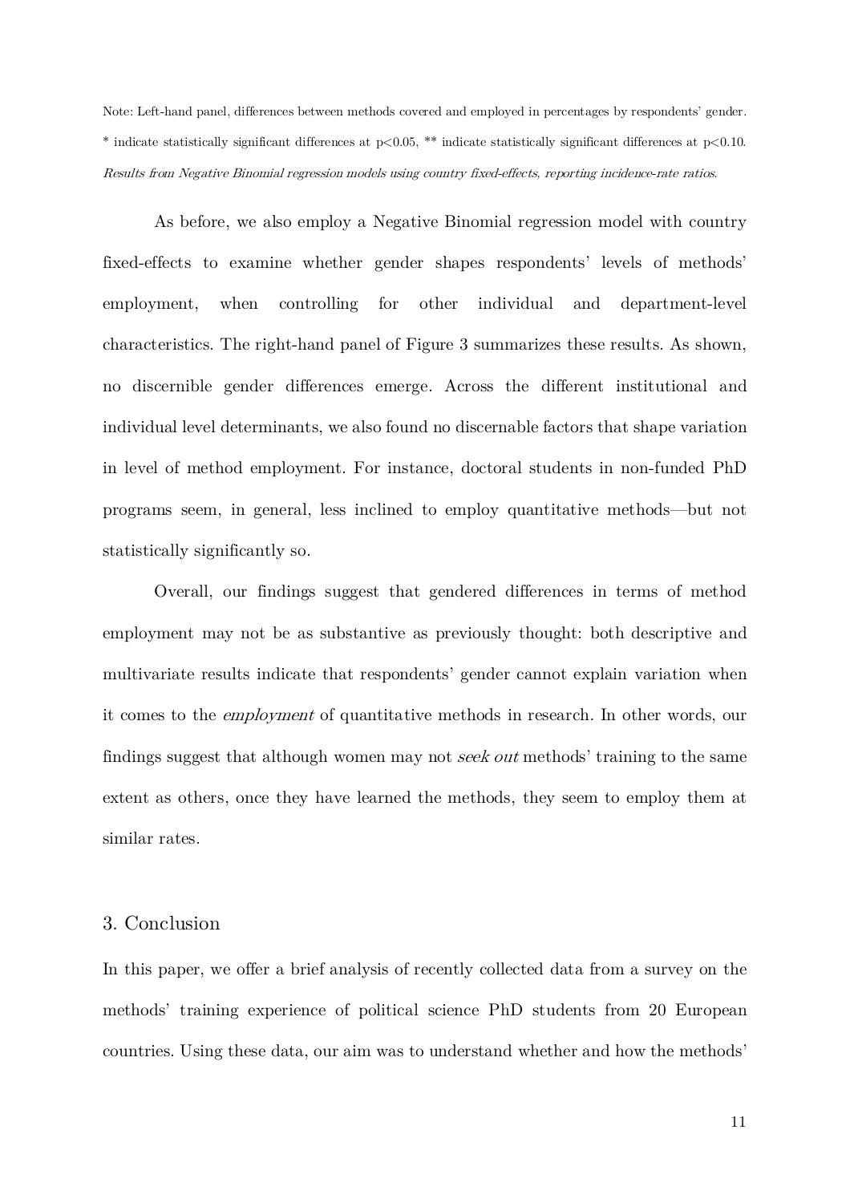Note: Left-hand panel, differences between methods covered and employed in percentages by respondents' gender. * indicate statistically significant differences at $p<0.05$, ** indicate statistically significant differences at $p<0.10$. *Results from Negative Binomial regression models using country fixed-effects, reporting incidence-rate ratios.*

As before, we also employ a Negative Binomial regression model with country fixed-effects to examine whether gender shapes respondents' levels of methods' employment, when controlling for other individual and department-level characteristics. The right-hand panel of Figure 3 summarizes these results. As shown, no discernible gender differences emerge. Across the different institutional and individual level determinants, we also found no discernable factors that shape variation in level of method employment. For instance, doctoral students in non-funded PhD programs seem, in general, less inclined to employ quantitative methods—but not statistically significantly so.

Overall, our findings suggest that gendered differences in terms of method employment may not be as substantive as previously thought: both descriptive and multivariate results indicate that respondents' gender cannot explain variation when it comes to the *employment* of quantitative methods in research. In other words, our findings suggest that although women may not *seek out* methods' training to the same extent as others, once they have learned the methods, they seem to employ them at similar rates.

## 3. Conclusion

In this paper, we offer a brief analysis of recently collected data from a survey on the methods' training experience of political science PhD students from 20 European countries. Using these data, our aim was to understand whether and how the methods'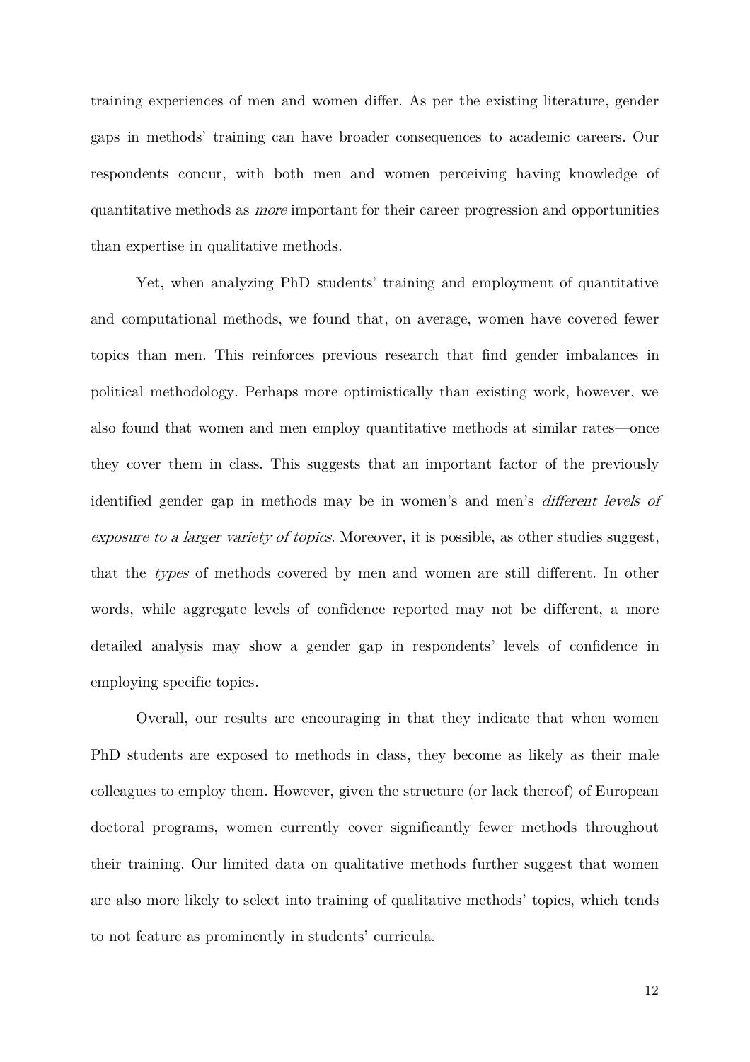training experiences of men and women differ. As per the existing literature, gender gaps in methods' training can have broader consequences to academic careers. Our respondents concur, with both men and women perceiving having knowledge of quantitative methods as *more* important for their career progression and opportunities than expertise in qualitative methods.

Yet, when analyzing PhD students' training and employment of quantitative and computational methods, we found that, on average, women have covered fewer topics than men. This reinforces previous research that find gender imbalances in political methodology. Perhaps more optimistically than existing work, however, we also found that women and men employ quantitative methods at similar rates—once they cover them in class. This suggests that an important factor of the previously identified gender gap in methods may be in women's and men's *different levels of exposure to a larger variety of topics*. Moreover, it is possible, as other studies suggest, that the *types* of methods covered by men and women are still different. In other words, while aggregate levels of confidence reported may not be different, a more detailed analysis may show a gender gap in respondents' levels of confidence in employing specific topics.

Overall, our results are encouraging in that they indicate that when women PhD students are exposed to methods in class, they become as likely as their male colleagues to employ them. However, given the structure (or lack thereof) of European doctoral programs, women currently cover significantly fewer methods throughout their training. Our limited data on qualitative methods further suggest that women are also more likely to select into training of qualitative methods' topics, which tends to not feature as prominently in students' curricula.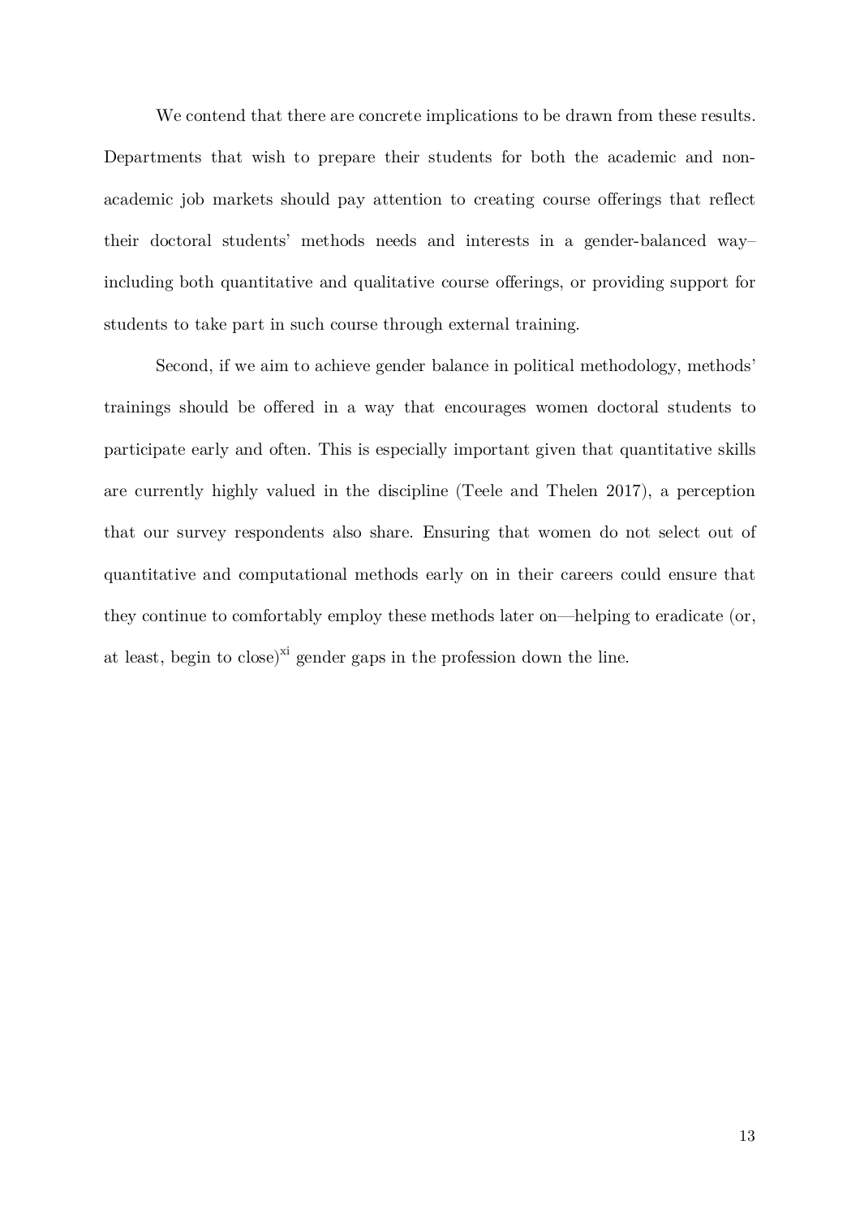We contend that there are concrete implications to be drawn from these results. Departments that wish to prepare their students for both the academic and non-academic job markets should pay attention to creating course offerings that reflect their doctoral students' methods needs and interests in a gender-balanced way–including both quantitative and qualitative course offerings, or providing support for students to take part in such course through external training.

Second, if we aim to achieve gender balance in political methodology, methods' trainings should be offered in a way that encourages women doctoral students to participate early and often. This is especially important given that quantitative skills are currently highly valued in the discipline (Teele and Thelen 2017), a perception that our survey respondents also share. Ensuring that women do not select out of quantitative and computational methods early on in their careers could ensure that they continue to comfortably employ these methods later on—helping to eradicate (or, at least, begin to close)[xi] gender gaps in the profession down the line.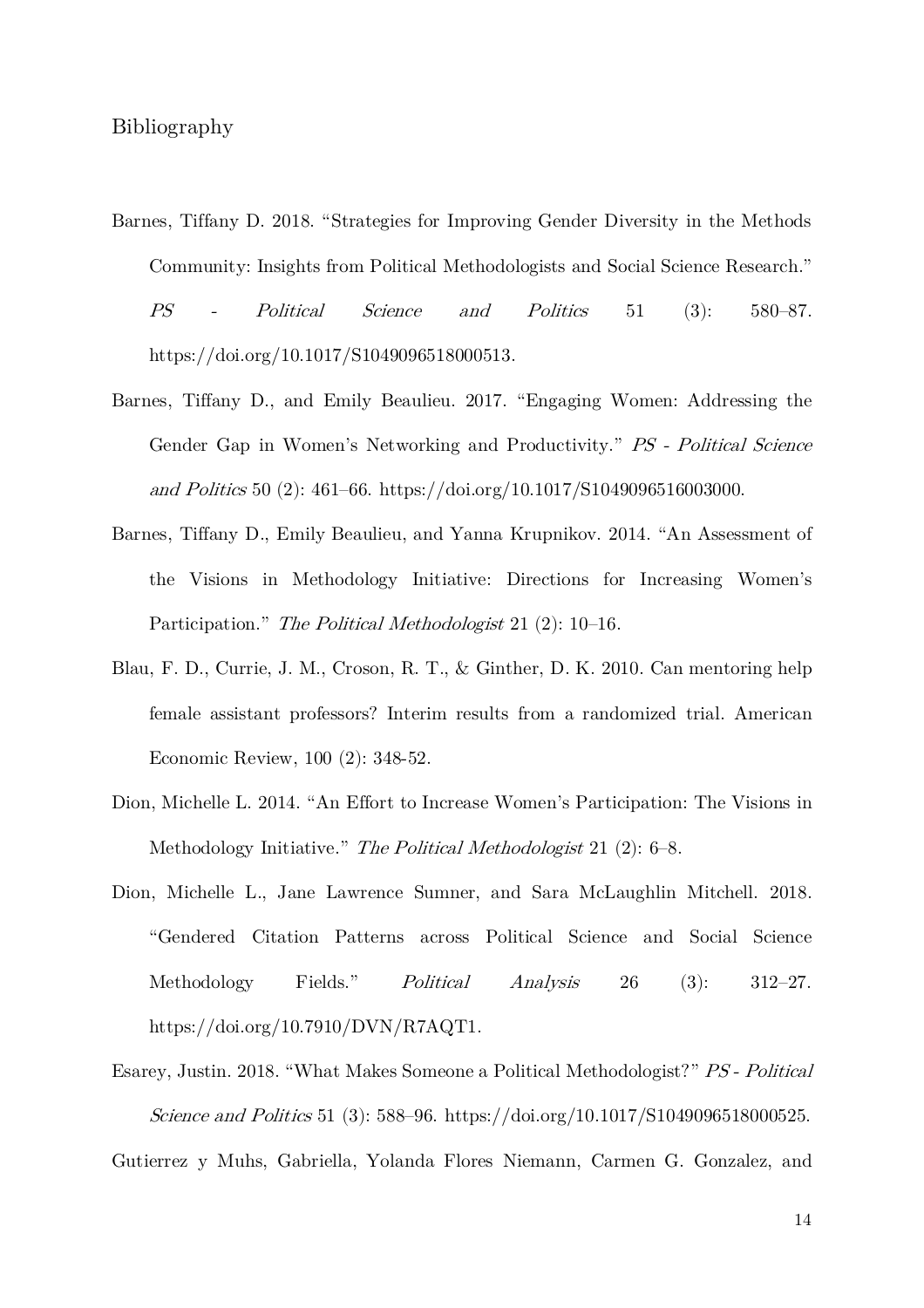Bibliography

Barnes, Tiffany D. 2018. "Strategies for Improving Gender Diversity in the Methods Community: Insights from Political Methodologists and Social Science Research." *PS - Political Science and Politics* 51 (3): 580–87. https://doi.org/10.1017/S1049096518000513.

Barnes, Tiffany D., and Emily Beaulieu. 2017. "Engaging Women: Addressing the Gender Gap in Women's Networking and Productivity." *PS - Political Science and Politics* 50 (2): 461–66. https://doi.org/10.1017/S1049096516003000.

Barnes, Tiffany D., Emily Beaulieu, and Yanna Krupnikov. 2014. "An Assessment of the Visions in Methodology Initiative: Directions for Increasing Women's Participation." *The Political Methodologist* 21 (2): 10–16.

Blau, F. D., Currie, J. M., Croson, R. T., & Ginther, D. K. 2010. Can mentoring help female assistant professors? Interim results from a randomized trial. American Economic Review, 100 (2): 348-52.

Dion, Michelle L. 2014. "An Effort to Increase Women's Participation: The Visions in Methodology Initiative." *The Political Methodologist* 21 (2): 6–8.

Dion, Michelle L., Jane Lawrence Sumner, and Sara McLaughlin Mitchell. 2018. "Gendered Citation Patterns across Political Science and Social Science Methodology Fields." *Political Analysis* 26 (3): 312–27. https://doi.org/10.7910/DVN/R7AQT1.

Esarey, Justin. 2018. "What Makes Someone a Political Methodologist?" *PS - Political Science and Politics* 51 (3): 588–96. https://doi.org/10.1017/S1049096518000525.

Gutierrez y Muhs, Gabriella, Yolanda Flores Niemann, Carmen G. Gonzalez, and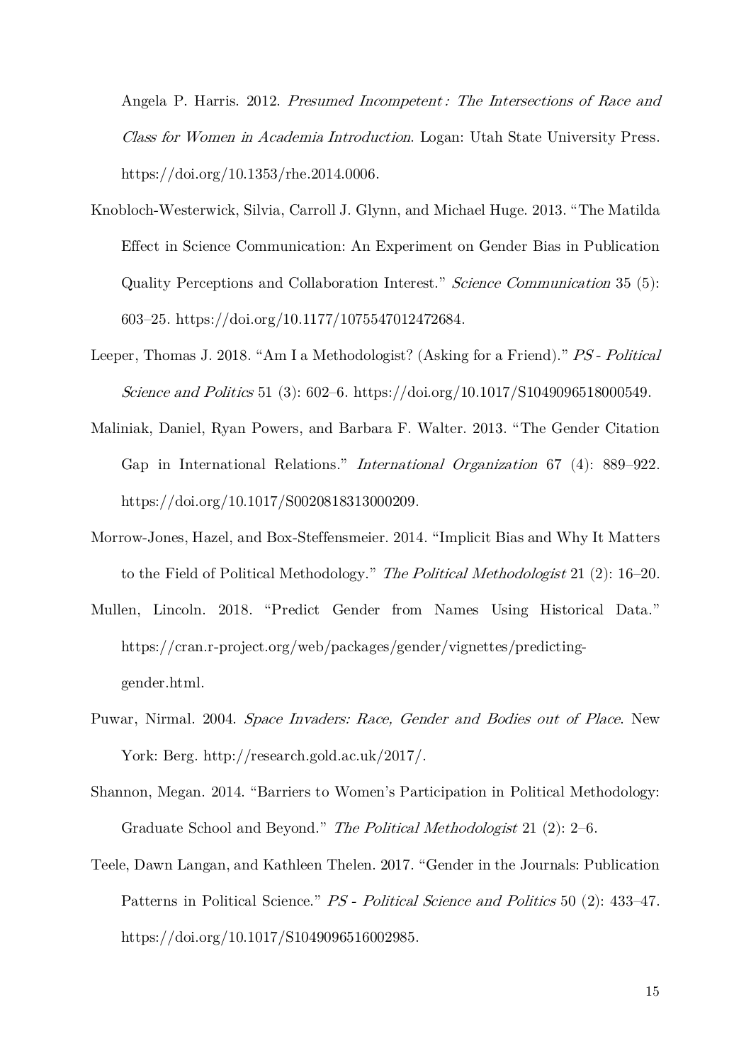Angela P. Harris. 2012. *Presumed Incompetent : The Intersections of Race and Class for Women in Academia Introduction*. Logan: Utah State University Press. https://doi.org/10.1353/rhe.2014.0006.

Knobloch-Westerwick, Silvia, Carroll J. Glynn, and Michael Huge. 2013. "The Matilda Effect in Science Communication: An Experiment on Gender Bias in Publication Quality Perceptions and Collaboration Interest." *Science Communication* 35 (5): 603–25. https://doi.org/10.1177/1075547012472684.

Leeper, Thomas J. 2018. "Am I a Methodologist? (Asking for a Friend)." *PS - Political Science and Politics* 51 (3): 602–6. https://doi.org/10.1017/S1049096518000549.

Maliniak, Daniel, Ryan Powers, and Barbara F. Walter. 2013. "The Gender Citation Gap in International Relations." *International Organization* 67 (4): 889–922. https://doi.org/10.1017/S0020818313000209.

Morrow-Jones, Hazel, and Box-Steffensmeier. 2014. "Implicit Bias and Why It Matters to the Field of Political Methodology." *The Political Methodologist* 21 (2): 16–20.

Mullen, Lincoln. 2018. "Predict Gender from Names Using Historical Data." https://cran.r-project.org/web/packages/gender/vignettes/predicting-gender.html.

Puwar, Nirmal. 2004. *Space Invaders: Race, Gender and Bodies out of Place*. New York: Berg. http://research.gold.ac.uk/2017/.

Shannon, Megan. 2014. "Barriers to Women's Participation in Political Methodology: Graduate School and Beyond." *The Political Methodologist* 21 (2): 2–6.

Teele, Dawn Langan, and Kathleen Thelen. 2017. "Gender in the Journals: Publication Patterns in Political Science." *PS - Political Science and Politics* 50 (2): 433–47. https://doi.org/10.1017/S1049096516002985.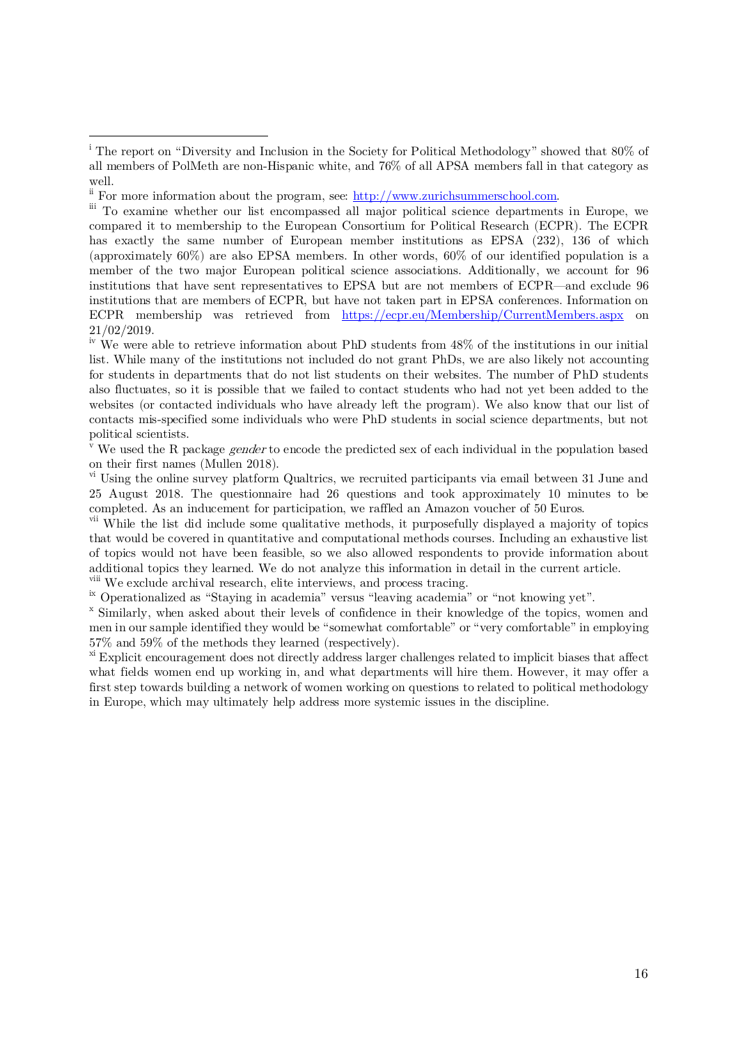[i] The report on "Diversity and Inclusion in the Society for Political Methodology" showed that 80% of all members of PolMeth are non-Hispanic white, and 76% of all APSA members fall in that category as well.

[ii] For more information about the program, see: http://www.zurichsummerschool.com.

[iii] To examine whether our list encompassed all major political science departments in Europe, we compared it to membership to the European Consortium for Political Research (ECPR). The ECPR has exactly the same number of European member institutions as EPSA (232), 136 of which (approximately 60%) are also EPSA members. In other words, 60% of our identified population is a member of the two major European political science associations. Additionally, we account for 96 institutions that have sent representatives to EPSA but are not members of ECPR—and exclude 96 institutions that are members of ECPR, but have not taken part in EPSA conferences. Information on ECPR membership was retrieved from https://ecpr.eu/Membership/CurrentMembers.aspx on 21/02/2019.

[iv] We were able to retrieve information about PhD students from 48% of the institutions in our initial list. While many of the institutions not included do not grant PhDs, we are also likely not accounting for students in departments that do not list students on their websites. The number of PhD students also fluctuates, so it is possible that we failed to contact students who had not yet been added to the websites (or contacted individuals who have already left the program). We also know that our list of contacts mis-specified some individuals who were PhD students in social science departments, but not political scientists.

[v] We used the R package *gender* to encode the predicted sex of each individual in the population based on their first names (Mullen 2018).

[vi] Using the online survey platform Qualtrics, we recruited participants via email between 31 June and 25 August 2018. The questionnaire had 26 questions and took approximately 10 minutes to be completed. As an inducement for participation, we raffled an Amazon voucher of 50 Euros.

[vii] While the list did include some qualitative methods, it purposefully displayed a majority of topics that would be covered in quantitative and computational methods courses. Including an exhaustive list of topics would not have been feasible, so we also allowed respondents to provide information about additional topics they learned. We do not analyze this information in detail in the current article.

[viii] We exclude archival research, elite interviews, and process tracing.

[ix] Operationalized as "Staying in academia" versus "leaving academia" or "not knowing yet".

[x] Similarly, when asked about their levels of confidence in their knowledge of the topics, women and men in our sample identified they would be "somewhat comfortable" or "very comfortable" in employing 57% and 59% of the methods they learned (respectively).

[xi] Explicit encouragement does not directly address larger challenges related to implicit biases that affect what fields women end up working in, and what departments will hire them. However, it may offer a first step towards building a network of women working on questions to related to political methodology in Europe, which may ultimately help address more systemic issues in the discipline.